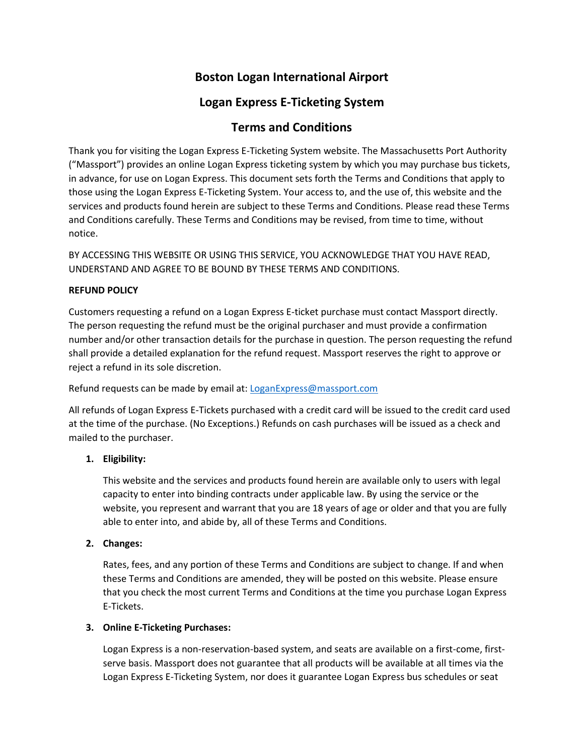# Boston Logan International Airport

## Logan Express E-Ticketing System

## Terms and Conditions

Thank you for visiting the Logan Express E-Ticketing System website. The Massachusetts Port Authority ("Massport") provides an online Logan Express ticketing system by which you may purchase bus tickets, in advance, for use on Logan Express. This document sets forth the Terms and Conditions that apply to those using the Logan Express E-Ticketing System. Your access to, and the use of, this website and the services and products found herein are subject to these Terms and Conditions. Please read these Terms and Conditions carefully. These Terms and Conditions may be revised, from time to time, without notice.

BY ACCESSING THIS WEBSITE OR USING THIS SERVICE, YOU ACKNOWLEDGE THAT YOU HAVE READ, UNDERSTAND AND AGREE TO BE BOUND BY THESE TERMS AND CONDITIONS.

**REFUND POLICY**

Customers requesting a refund on a Logan Express E-ticket purchase must contact Massport directly. The person requesting the refund must be the original purchaser and must provide a confirmation number and/or other transaction details for the purchase in question. The person requesting the refund shall provide a detailed explanation for the refund request. Massport reserves the right to approve or reject a refund in its sole discretion.

Refund requests can be made by email at: [LoganExpress@massport.com](mailto:LoganExpress@massport.com)

All refunds of Logan Express E-Tickets purchased with a credit card will be issued to the credit card used at the time of the purchase. (No Exceptions.) Refunds on cash purchases will be issued as a check and mailed to the purchaser.

1. **Eligibility:**

   This website and the services and products found herein are available only to users with legal capacity to enter into binding contracts under applicable law. By using the service or the website, you represent and warrant that you are 18 years of age or older and that you are fully able to enter into, and abide by, all of these Terms and Conditions.

2. **Changes:**

   Rates, fees, and any portion of these Terms and Conditions are subject to change. If and when these Terms and Conditions are amended, they will be posted on this website. Please ensure that you check the most current Terms and Conditions at the time you purchase Logan Express E-Tickets.

3. **Online E-Ticketing Purchases:**

   Logan Express is a non-reservation-based system, and seats are available on a first-come, first-serve basis. Massport does not guarantee that all products will be available at all times via the Logan Express E-Ticketing System, nor does it guarantee Logan Express bus schedules or seat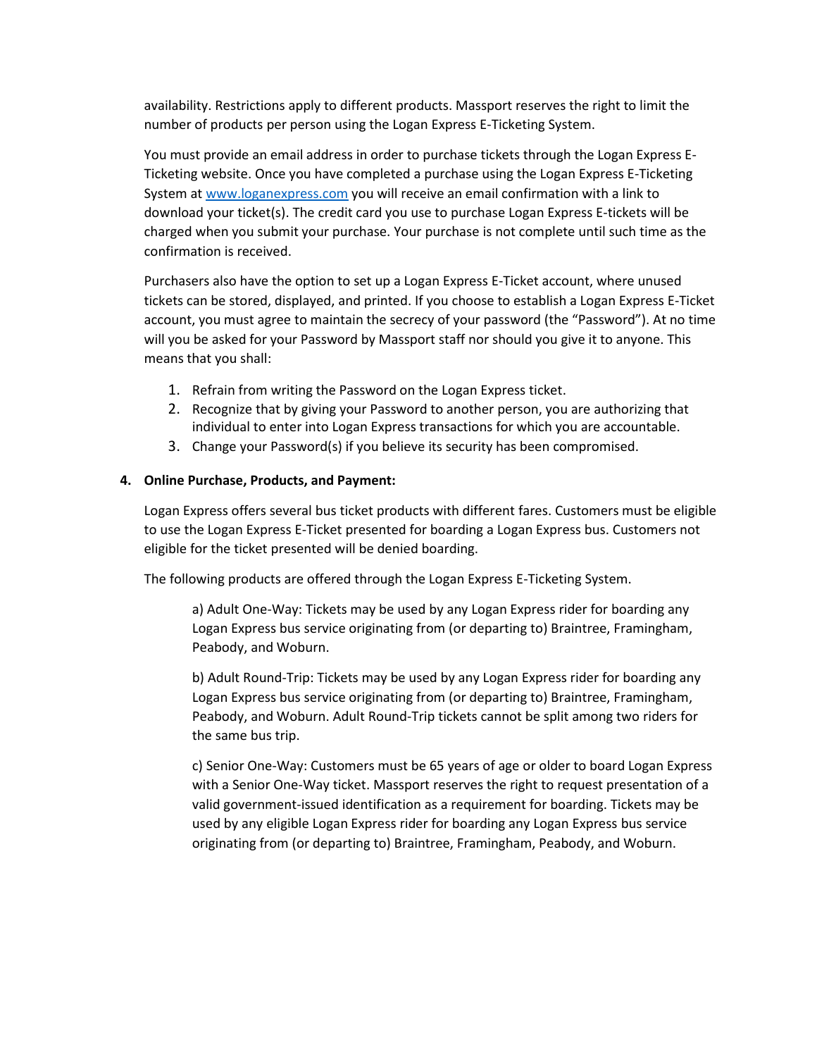availability. Restrictions apply to different products. Massport reserves the right to limit the number of products per person using the Logan Express E-Ticketing System.

You must provide an email address in order to purchase tickets through the Logan Express E-Ticketing website. Once you have completed a purchase using the Logan Express E-Ticketing System at [www.loganexpress.com](http://www.loganexpress.com) you will receive an email confirmation with a link to download your ticket(s). The credit card you use to purchase Logan Express E-tickets will be charged when you submit your purchase. Your purchase is not complete until such time as the confirmation is received.

Purchasers also have the option to set up a Logan Express E-Ticket account, where unused tickets can be stored, displayed, and printed. If you choose to establish a Logan Express E-Ticket account, you must agree to maintain the secrecy of your password (the "Password"). At no time will you be asked for your Password by Massport staff nor should you give it to anyone. This means that you shall:

1. Refrain from writing the Password on the Logan Express ticket.
2. Recognize that by giving your Password to another person, you are authorizing that individual to enter into Logan Express transactions for which you are accountable.
3. Change your Password(s) if you believe its security has been compromised.

**4. Online Purchase, Products, and Payment:**

Logan Express offers several bus ticket products with different fares. Customers must be eligible to use the Logan Express E-Ticket presented for boarding a Logan Express bus. Customers not eligible for the ticket presented will be denied boarding.

The following products are offered through the Logan Express E-Ticketing System.

a) Adult One-Way: Tickets may be used by any Logan Express rider for boarding any Logan Express bus service originating from (or departing to) Braintree, Framingham, Peabody, and Woburn.

b) Adult Round-Trip: Tickets may be used by any Logan Express rider for boarding any Logan Express bus service originating from (or departing to) Braintree, Framingham, Peabody, and Woburn. Adult Round-Trip tickets cannot be split among two riders for the same bus trip.

c) Senior One-Way: Customers must be 65 years of age or older to board Logan Express with a Senior One-Way ticket. Massport reserves the right to request presentation of a valid government-issued identification as a requirement for boarding. Tickets may be used by any eligible Logan Express rider for boarding any Logan Express bus service originating from (or departing to) Braintree, Framingham, Peabody, and Woburn.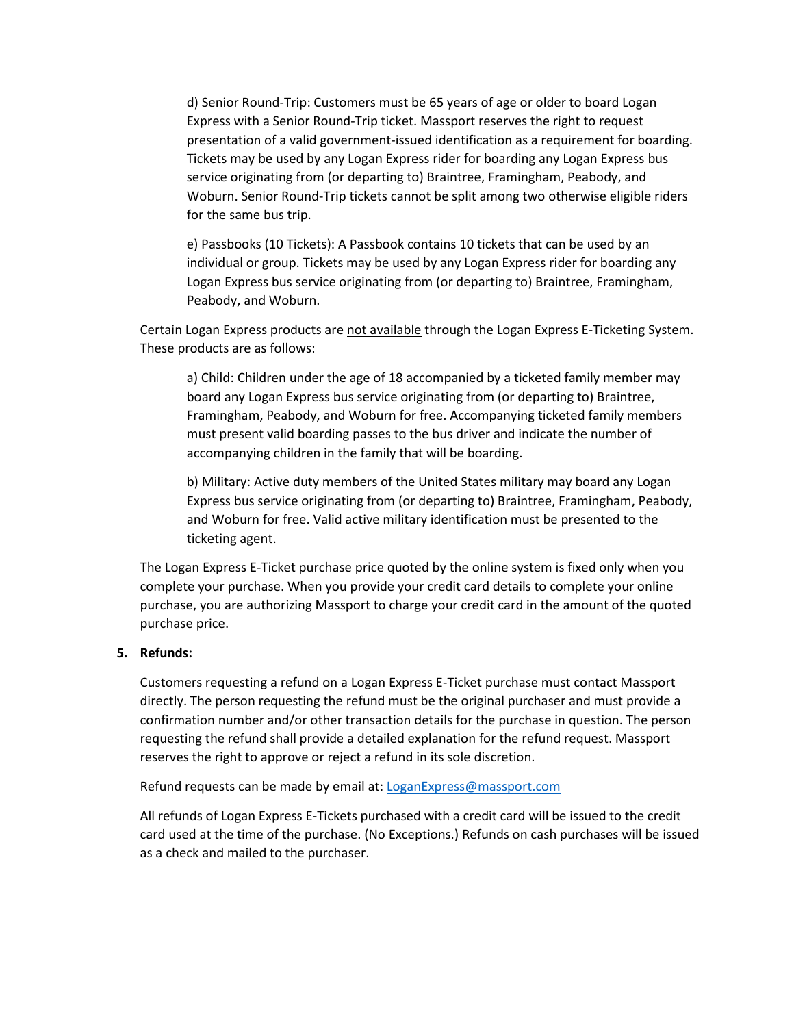d) Senior Round-Trip: Customers must be 65 years of age or older to board Logan Express with a Senior Round-Trip ticket. Massport reserves the right to request presentation of a valid government-issued identification as a requirement for boarding. Tickets may be used by any Logan Express rider for boarding any Logan Express bus service originating from (or departing to) Braintree, Framingham, Peabody, and Woburn. Senior Round-Trip tickets cannot be split among two otherwise eligible riders for the same bus trip.

e) Passbooks (10 Tickets): A Passbook contains 10 tickets that can be used by an individual or group. Tickets may be used by any Logan Express rider for boarding any Logan Express bus service originating from (or departing to) Braintree, Framingham, Peabody, and Woburn.

Certain Logan Express products are <u>not available</u> through the Logan Express E-Ticketing System. These products are as follows:

a) Child: Children under the age of 18 accompanied by a ticketed family member may board any Logan Express bus service originating from (or departing to) Braintree, Framingham, Peabody, and Woburn for free. Accompanying ticketed family members must present valid boarding passes to the bus driver and indicate the number of accompanying children in the family that will be boarding.

b) Military: Active duty members of the United States military may board any Logan Express bus service originating from (or departing to) Braintree, Framingham, Peabody, and Woburn for free. Valid active military identification must be presented to the ticketing agent.

The Logan Express E-Ticket purchase price quoted by the online system is fixed only when you complete your purchase. When you provide your credit card details to complete your online purchase, you are authorizing Massport to charge your credit card in the amount of the quoted purchase price.

**5. Refunds:**

Customers requesting a refund on a Logan Express E-Ticket purchase must contact Massport directly. The person requesting the refund must be the original purchaser and must provide a confirmation number and/or other transaction details for the purchase in question. The person requesting the refund shall provide a detailed explanation for the refund request. Massport reserves the right to approve or reject a refund in its sole discretion.

Refund requests can be made by email at: LoganExpress@massport.com

All refunds of Logan Express E-Tickets purchased with a credit card will be issued to the credit card used at the time of the purchase. (No Exceptions.) Refunds on cash purchases will be issued as a check and mailed to the purchaser.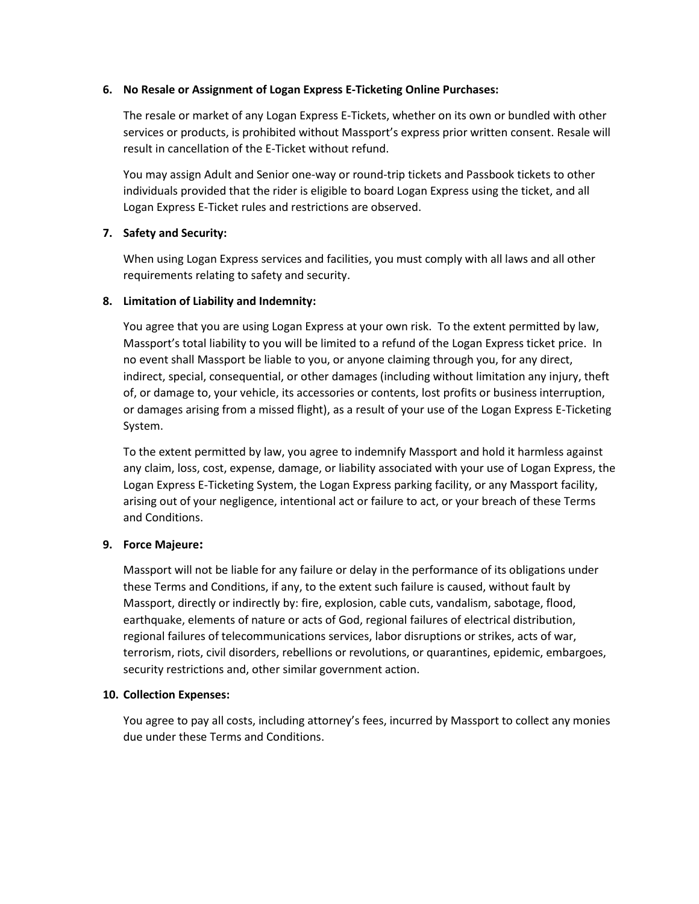6. **No Resale or Assignment of Logan Express E-Ticketing Online Purchases:**

   The resale or market of any Logan Express E-Tickets, whether on its own or bundled with other services or products, is prohibited without Massport's express prior written consent. Resale will result in cancellation of the E-Ticket without refund.

   You may assign Adult and Senior one-way or round-trip tickets and Passbook tickets to other individuals provided that the rider is eligible to board Logan Express using the ticket, and all Logan Express E-Ticket rules and restrictions are observed.

7. **Safety and Security:**

   When using Logan Express services and facilities, you must comply with all laws and all other requirements relating to safety and security.

8. **Limitation of Liability and Indemnity:**

   You agree that you are using Logan Express at your own risk. To the extent permitted by law, Massport's total liability to you will be limited to a refund of the Logan Express ticket price. In no event shall Massport be liable to you, or anyone claiming through you, for any direct, indirect, special, consequential, or other damages (including without limitation any injury, theft of, or damage to, your vehicle, its accessories or contents, lost profits or business interruption, or damages arising from a missed flight), as a result of your use of the Logan Express E-Ticketing System.

   To the extent permitted by law, you agree to indemnify Massport and hold it harmless against any claim, loss, cost, expense, damage, or liability associated with your use of Logan Express, the Logan Express E-Ticketing System, the Logan Express parking facility, or any Massport facility, arising out of your negligence, intentional act or failure to act, or your breach of these Terms and Conditions.

9. **Force Majeure:**

   Massport will not be liable for any failure or delay in the performance of its obligations under these Terms and Conditions, if any, to the extent such failure is caused, without fault by Massport, directly or indirectly by: fire, explosion, cable cuts, vandalism, sabotage, flood, earthquake, elements of nature or acts of God, regional failures of electrical distribution, regional failures of telecommunications services, labor disruptions or strikes, acts of war, terrorism, riots, civil disorders, rebellions or revolutions, or quarantines, epidemic, embargoes, security restrictions and, other similar government action.

10. **Collection Expenses:**

    You agree to pay all costs, including attorney's fees, incurred by Massport to collect any monies due under these Terms and Conditions.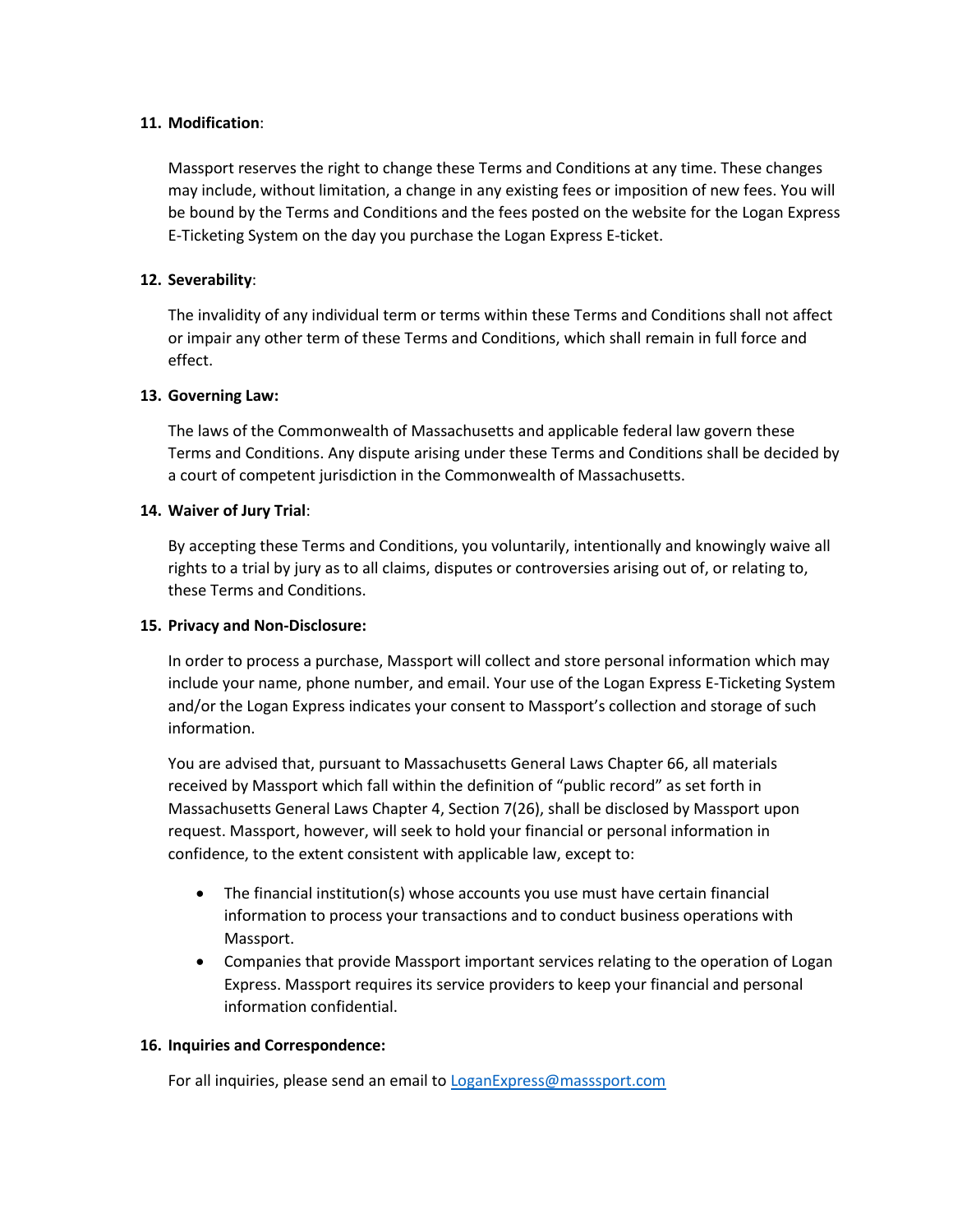11. **Modification**:

    Massport reserves the right to change these Terms and Conditions at any time. These changes may include, without limitation, a change in any existing fees or imposition of new fees. You will be bound by the Terms and Conditions and the fees posted on the website for the Logan Express E-Ticketing System on the day you purchase the Logan Express E-ticket.

12. **Severability**:

    The invalidity of any individual term or terms within these Terms and Conditions shall not affect or impair any other term of these Terms and Conditions, which shall remain in full force and effect.

13. **Governing Law:**

    The laws of the Commonwealth of Massachusetts and applicable federal law govern these Terms and Conditions. Any dispute arising under these Terms and Conditions shall be decided by a court of competent jurisdiction in the Commonwealth of Massachusetts.

14. **Waiver of Jury Trial**:

    By accepting these Terms and Conditions, you voluntarily, intentionally and knowingly waive all rights to a trial by jury as to all claims, disputes or controversies arising out of, or relating to, these Terms and Conditions.

15. **Privacy and Non-Disclosure:**

    In order to process a purchase, Massport will collect and store personal information which may include your name, phone number, and email. Your use of the Logan Express E-Ticketing System and/or the Logan Express indicates your consent to Massport's collection and storage of such information.

    You are advised that, pursuant to Massachusetts General Laws Chapter 66, all materials received by Massport which fall within the definition of "public record" as set forth in Massachusetts General Laws Chapter 4, Section 7(26), shall be disclosed by Massport upon request. Massport, however, will seek to hold your financial or personal information in confidence, to the extent consistent with applicable law, except to:

    - The financial institution(s) whose accounts you use must have certain financial information to process your transactions and to conduct business operations with Massport.
    - Companies that provide Massport important services relating to the operation of Logan Express. Massport requires its service providers to keep your financial and personal information confidential.

16. **Inquiries and Correspondence:**

    For all inquiries, please send an email to [LoganExpress@masssport.com](mailto:LoganExpress@masssport.com)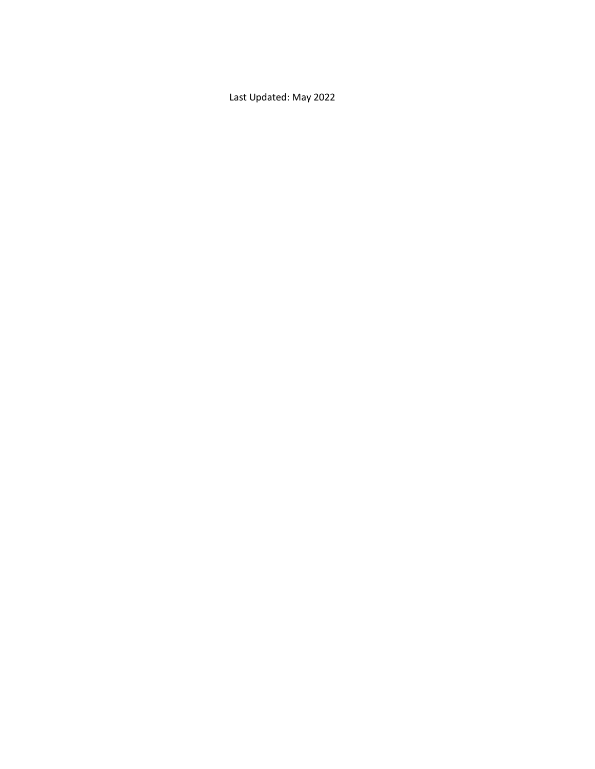Last Updated: May 2022